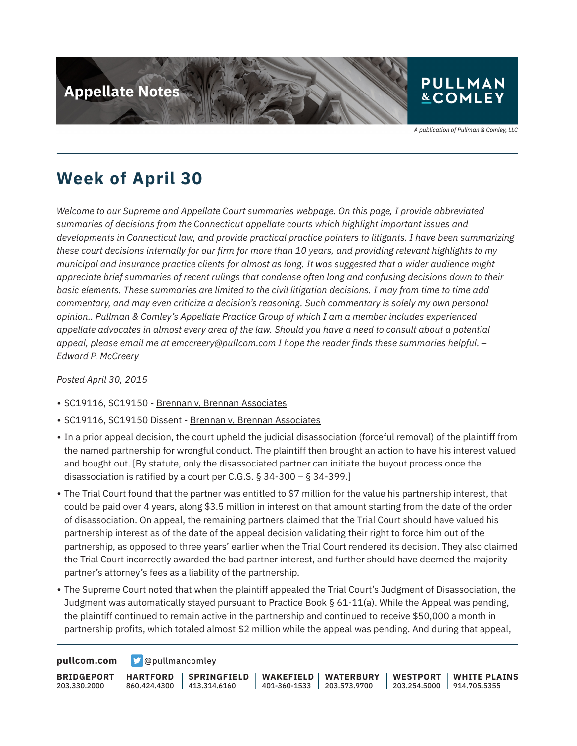# Week of April 30

*Welcome to our Supreme and Appellate Court summaries webpage. On this page, I provide abbreviated summaries of decisions from the Connecticut appellate courts which highlight important issues and developments in Connecticut law, and provide practical practice pointers to litigants. I have been summarizing these court decisions internally for our firm for more than 10 years, and providing relevant highlights to my municipal and insurance practice clients for almost as long. It was suggested that a wider audience might appreciate brief summaries of recent rulings that condense often long and confusing decisions down to their basic elements. These summaries are limited to the civil litigation decisions. I may from time to time add commentary, and may even criticize a decision's reasoning. Such commentary is solely my own personal opinion.. Pullman & Comley's Appellate Practice Group of which I am a member includes experienced appellate advocates in almost every area of the law. Should you have a need to consult about a potential appeal, please email me at emccreery@pullcom.com I hope the reader finds these summaries helpful. – Edward P. McCreery*

*Posted April 30, 2015*

- SC19116, SC19150 - Brennan v. Brennan Associates
- SC19116, SC19150 Dissent - Brennan v. Brennan Associates
- In a prior appeal decision, the court upheld the judicial disassociation (forceful removal) of the plaintiff from the named partnership for wrongful conduct. The plaintiff then brought an action to have his interest valued and bought out. [By statute, only the disassociated partner can initiate the buyout process once the disassociation is ratified by a court per C.G.S. § 34-300 – § 34-399.]
- The Trial Court found that the partner was entitled to $7 million for the value his partnership interest, that could be paid over 4 years, along $3.5 million in interest on that amount starting from the date of the order of disassociation. On appeal, the remaining partners claimed that the Trial Court should have valued his partnership interest as of the date of the appeal decision validating their right to force him out of the partnership, as opposed to three years' earlier when the Trial Court rendered its decision. They also claimed the Trial Court incorrectly awarded the bad partner interest, and further should have deemed the majority partner's attorney's fees as a liability of the partnership.
- The Supreme Court noted that when the plaintiff appealed the Trial Court's Judgment of Disassociation, the Judgment was automatically stayed pursuant to Practice Book § 61-11(a). While the Appeal was pending, the plaintiff continued to remain active in the partnership and continued to receive $50,000 a month in partnership profits, which totaled almost $2 million while the appeal was pending. And during that appeal,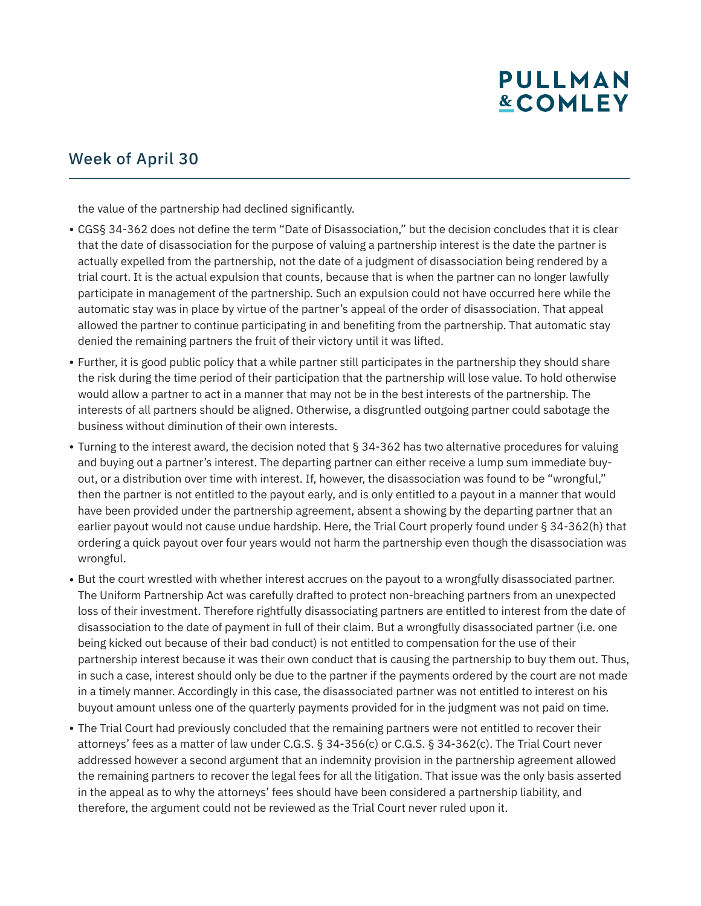the value of the partnership had declined significantly.

- CGS§ 34-362 does not define the term "Date of Disassociation," but the decision concludes that it is clear that the date of disassociation for the purpose of valuing a partnership interest is the date the partner is actually expelled from the partnership, not the date of a judgment of disassociation being rendered by a trial court. It is the actual expulsion that counts, because that is when the partner can no longer lawfully participate in management of the partnership. Such an expulsion could not have occurred here while the automatic stay was in place by virtue of the partner's appeal of the order of disassociation. That appeal allowed the partner to continue participating in and benefiting from the partnership. That automatic stay denied the remaining partners the fruit of their victory until it was lifted.
- Further, it is good public policy that a while partner still participates in the partnership they should share the risk during the time period of their participation that the partnership will lose value. To hold otherwise would allow a partner to act in a manner that may not be in the best interests of the partnership. The interests of all partners should be aligned. Otherwise, a disgruntled outgoing partner could sabotage the business without diminution of their own interests.
- Turning to the interest award, the decision noted that § 34-362 has two alternative procedures for valuing and buying out a partner's interest. The departing partner can either receive a lump sum immediate buy-out, or a distribution over time with interest. If, however, the disassociation was found to be "wrongful," then the partner is not entitled to the payout early, and is only entitled to a payout in a manner that would have been provided under the partnership agreement, absent a showing by the departing partner that an earlier payout would not cause undue hardship. Here, the Trial Court properly found under § 34-362(h) that ordering a quick payout over four years would not harm the partnership even though the disassociation was wrongful.
- But the court wrestled with whether interest accrues on the payout to a wrongfully disassociated partner. The Uniform Partnership Act was carefully drafted to protect non-breaching partners from an unexpected loss of their investment. Therefore rightfully disassociating partners are entitled to interest from the date of disassociation to the date of payment in full of their claim. But a wrongfully disassociated partner (i.e. one being kicked out because of their bad conduct) is not entitled to compensation for the use of their partnership interest because it was their own conduct that is causing the partnership to buy them out. Thus, in such a case, interest should only be due to the partner if the payments ordered by the court are not made in a timely manner. Accordingly in this case, the disassociated partner was not entitled to interest on his buyout amount unless one of the quarterly payments provided for in the judgment was not paid on time.
- The Trial Court had previously concluded that the remaining partners were not entitled to recover their attorneys' fees as a matter of law under C.G.S. § 34-356(c) or C.G.S. § 34-362(c). The Trial Court never addressed however a second argument that an indemnity provision in the partnership agreement allowed the remaining partners to recover the legal fees for all the litigation. That issue was the only basis asserted in the appeal as to why the attorneys' fees should have been considered a partnership liability, and therefore, the argument could not be reviewed as the Trial Court never ruled upon it.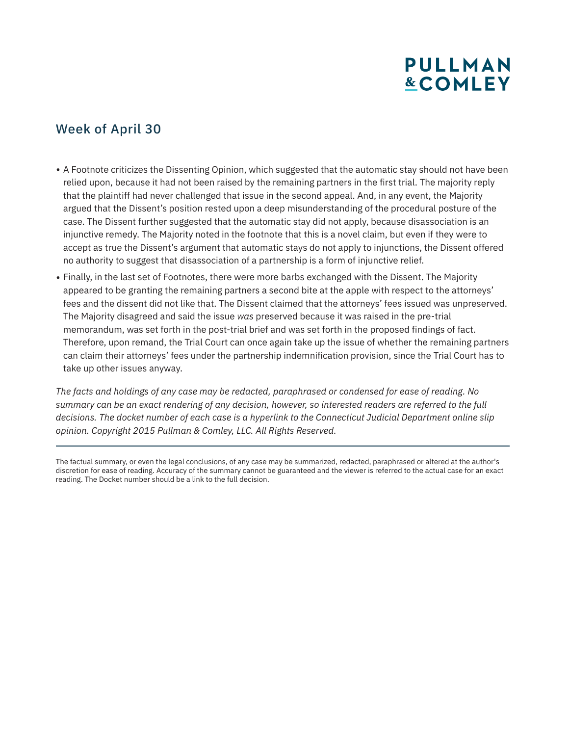## Week of April 30

- A Footnote criticizes the Dissenting Opinion, which suggested that the automatic stay should not have been relied upon, because it had not been raised by the remaining partners in the first trial. The majority reply that the plaintiff had never challenged that issue in the second appeal. And, in any event, the Majority argued that the Dissent's position rested upon a deep misunderstanding of the procedural posture of the case. The Dissent further suggested that the automatic stay did not apply, because disassociation is an injunctive remedy. The Majority noted in the footnote that this is a novel claim, but even if they were to accept as true the Dissent's argument that automatic stays do not apply to injunctions, the Dissent offered no authority to suggest that disassociation of a partnership is a form of injunctive relief.
- Finally, in the last set of Footnotes, there were more barbs exchanged with the Dissent. The Majority appeared to be granting the remaining partners a second bite at the apple with respect to the attorneys' fees and the dissent did not like that. The Dissent claimed that the attorneys' fees issued was unpreserved. The Majority disagreed and said the issue *was* preserved because it was raised in the pre-trial memorandum, was set forth in the post-trial brief and was set forth in the proposed findings of fact. Therefore, upon remand, the Trial Court can once again take up the issue of whether the remaining partners can claim their attorneys' fees under the partnership indemnification provision, since the Trial Court has to take up other issues anyway.

*The facts and holdings of any case may be redacted, paraphrased or condensed for ease of reading. No summary can be an exact rendering of any decision, however, so interested readers are referred to the full decisions. The docket number of each case is a hyperlink to the Connecticut Judicial Department online slip opinion. Copyright 2015 Pullman & Comley, LLC. All Rights Reserved.*

---

The factual summary, or even the legal conclusions, of any case may be summarized, redacted, paraphrased or altered at the author's discretion for ease of reading. Accuracy of the summary cannot be guaranteed and the viewer is referred to the actual case for an exact reading. The Docket number should be a link to the full decision.